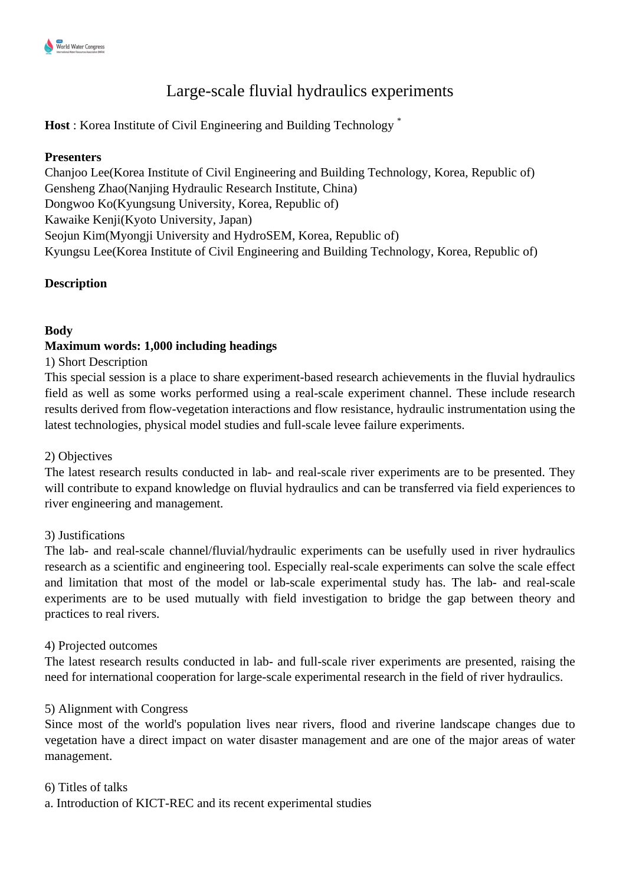# Large-scale fluvial hydraulics experiments

**Host** : Korea Institute of Civil Engineering and Building Technology *

**Presenters**

Chanjoo Lee(Korea Institute of Civil Engineering and Building Technology, Korea, Republic of)
Gensheng Zhao(Nanjing Hydraulic Research Institute, China)
Dongwoo Ko(Kyungsung University, Korea, Republic of)
Kawaike Kenji(Kyoto University, Japan)
Seojun Kim(Myongji University and HydroSEM, Korea, Republic of)
Kyungsu Lee(Korea Institute of Civil Engineering and Building Technology, Korea, Republic of)

**Description**

**Body**

**Maximum words: 1,000 including headings**

1) Short Description

This special session is a place to share experiment-based research achievements in the fluvial hydraulics field as well as some works performed using a real-scale experiment channel. These include research results derived from flow-vegetation interactions and flow resistance, hydraulic instrumentation using the latest technologies, physical model studies and full-scale levee failure experiments.

2) Objectives

The latest research results conducted in lab- and real-scale river experiments are to be presented. They will contribute to expand knowledge on fluvial hydraulics and can be transferred via field experiences to river engineering and management.

3) Justifications

The lab- and real-scale channel/fluvial/hydraulic experiments can be usefully used in river hydraulics research as a scientific and engineering tool. Especially real-scale experiments can solve the scale effect and limitation that most of the model or lab-scale experimental study has. The lab- and real-scale experiments are to be used mutually with field investigation to bridge the gap between theory and practices to real rivers.

4) Projected outcomes

The latest research results conducted in lab- and full-scale river experiments are presented, raising the need for international cooperation for large-scale experimental research in the field of river hydraulics.

5) Alignment with Congress

Since most of the world's population lives near rivers, flood and riverine landscape changes due to vegetation have a direct impact on water disaster management and are one of the major areas of water management.

6) Titles of talks

a. Introduction of KICT-REC and its recent experimental studies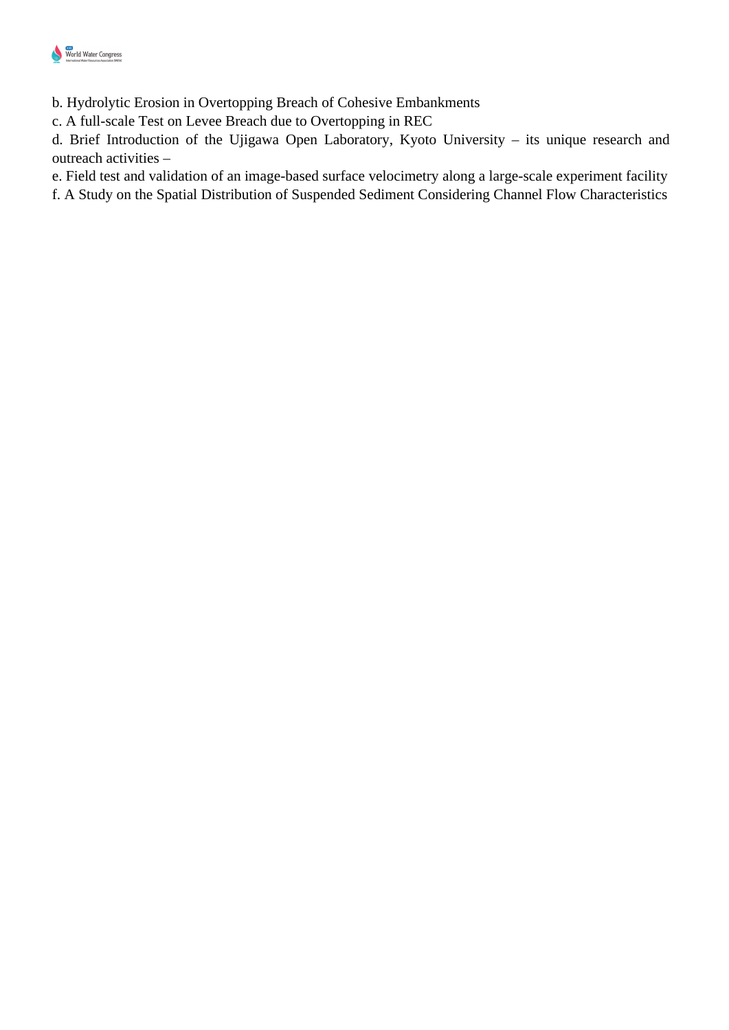b. Hydrolytic Erosion in Overtopping Breach of Cohesive Embankments

c. A full-scale Test on Levee Breach due to Overtopping in REC

d. Brief Introduction of the Ujigawa Open Laboratory, Kyoto University – its unique research and outreach activities –

e. Field test and validation of an image-based surface velocimetry along a large-scale experiment facility

f. A Study on the Spatial Distribution of Suspended Sediment Considering Channel Flow Characteristics